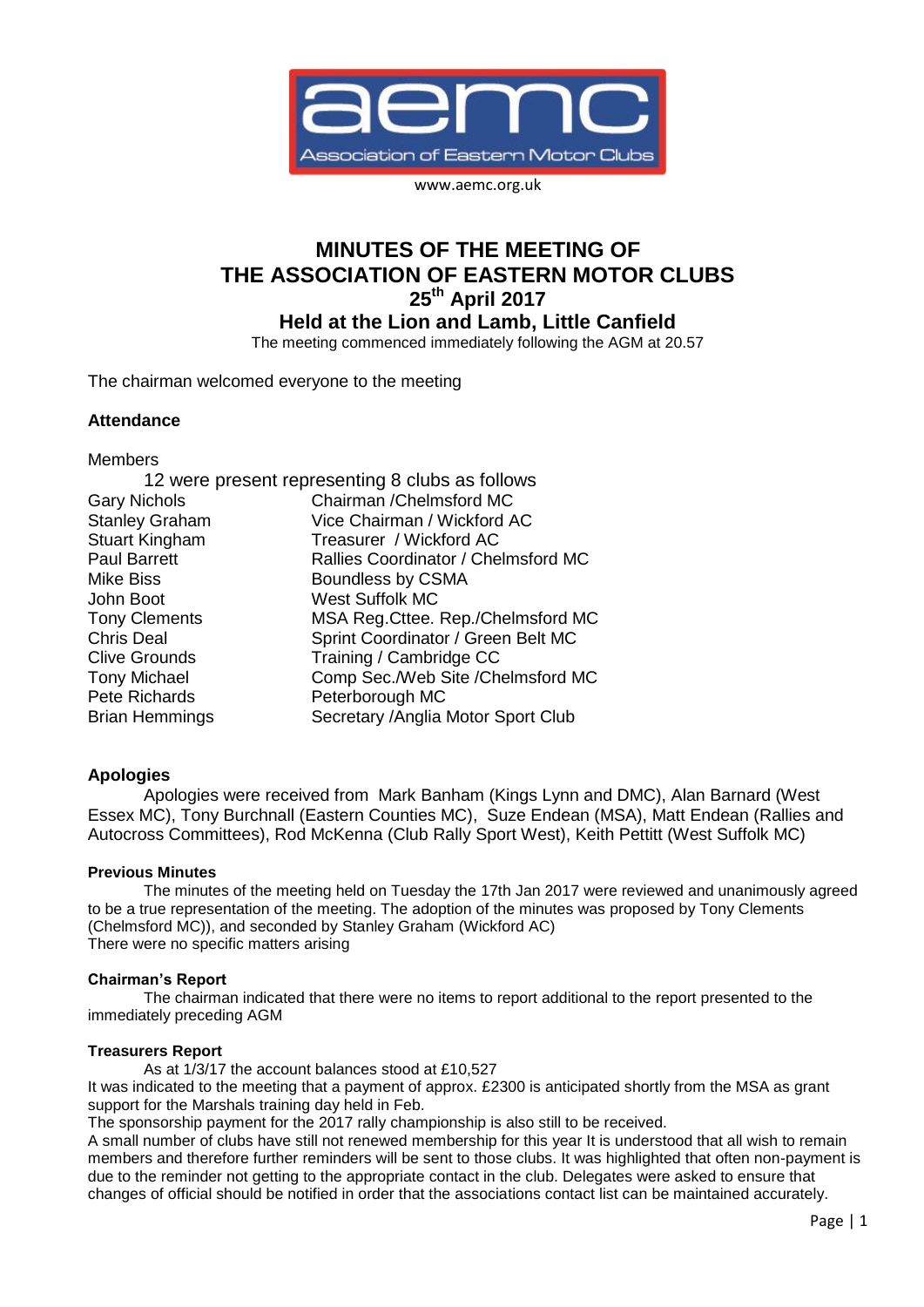aemc

Association of Eastern Motor Clubs

www.aemc.org.uk

# MINUTES OF THE MEETING OF THE ASSOCIATION OF EASTERN MOTOR CLUBS 25th April 2017

## Held at the Lion and Lamb, Little Canfield

The meeting commenced immediately following the AGM at 20.57

The chairman welcomed everyone to the meeting

### Attendance

Members

12 were present representing 8 clubs as follows

| | |
|---|---|
| Gary Nichols | Chairman /Chelmsford MC |
| Stanley Graham | Vice Chairman / Wickford AC |
| Stuart Kingham | Treasurer / Wickford AC |
| Paul Barrett | Rallies Coordinator / Chelmsford MC |
| Mike Biss | Boundless by CSMA |
| John Boot | West Suffolk MC |
| Tony Clements | MSA Reg.Cttee. Rep./Chelmsford MC |
| Chris Deal | Sprint Coordinator / Green Belt MC |
| Clive Grounds | Training / Cambridge CC |
| Tony Michael | Comp Sec./Web Site /Chelmsford MC |
| Pete Richards | Peterborough MC |
| Brian Hemmings | Secretary /Anglia Motor Sport Club |

### Apologies

Apologies were received from Mark Banham (Kings Lynn and DMC), Alan Barnard (West Essex MC), Tony Burchnall (Eastern Counties MC), Suze Endean (MSA), Matt Endean (Rallies and Autocross Committees), Rod McKenna (Club Rally Sport West), Keith Pettitt (West Suffolk MC)

#### Previous Minutes

The minutes of the meeting held on Tuesday the 17th Jan 2017 were reviewed and unanimously agreed to be a true representation of the meeting. The adoption of the minutes was proposed by Tony Clements (Chelmsford MC)), and seconded by Stanley Graham (Wickford AC)
There were no specific matters arising

#### Chairman's Report

The chairman indicated that there were no items to report additional to the report presented to the immediately preceding AGM

#### Treasurers Report

As at 1/3/17 the account balances stood at £10,527

It was indicated to the meeting that a payment of approx. £2300 is anticipated shortly from the MSA as grant support for the Marshals training day held in Feb.

The sponsorship payment for the 2017 rally championship is also still to be received.

A small number of clubs have still not renewed membership for this year It is understood that all wish to remain members and therefore further reminders will be sent to those clubs. It was highlighted that often non-payment is due to the reminder not getting to the appropriate contact in the club. Delegates were asked to ensure that changes of official should be notified in order that the associations contact list can be maintained accurately.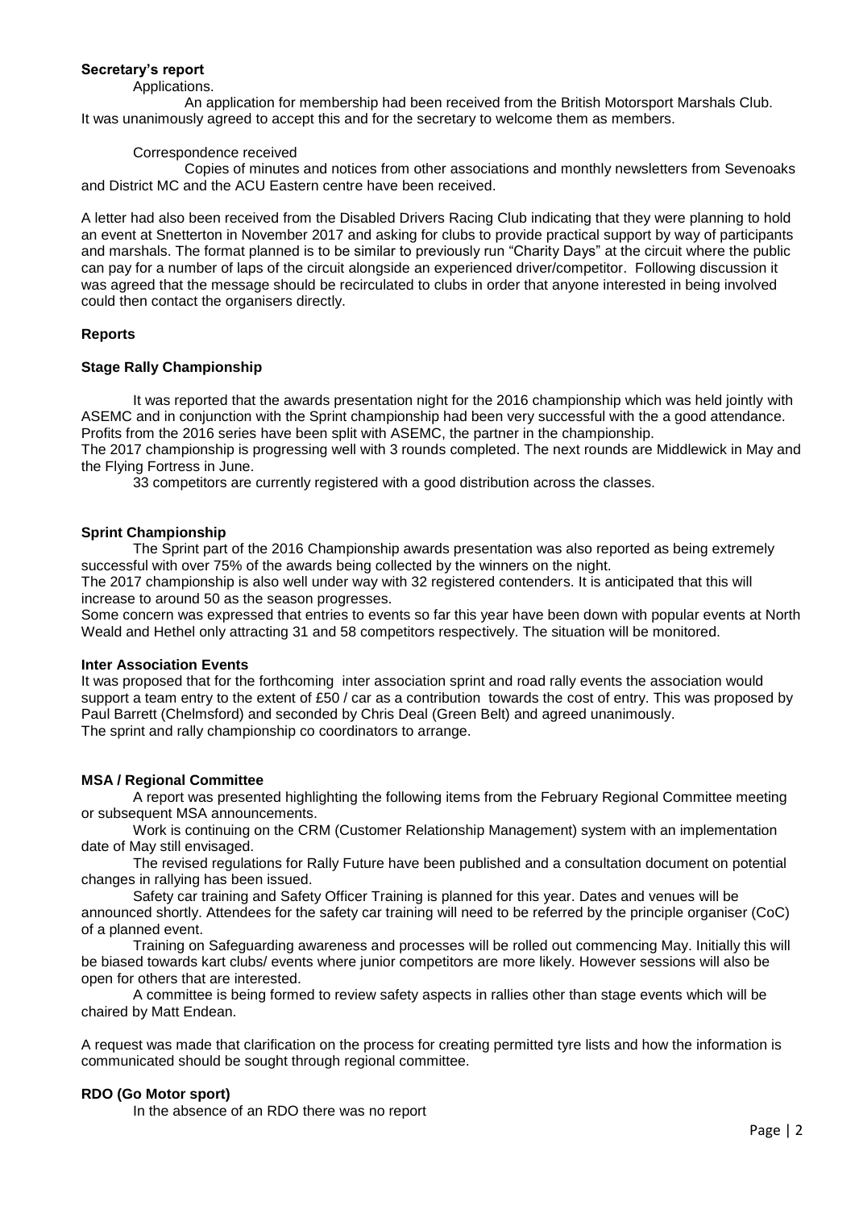**Secretary's report**

Applications.

An application for membership had been received from the British Motorsport Marshals Club. It was unanimously agreed to accept this and for the secretary to welcome them as members.

Correspondence received

Copies of minutes and notices from other associations and monthly newsletters from Sevenoaks and District MC and the ACU Eastern centre have been received.

A letter had also been received from the Disabled Drivers Racing Club indicating that they were planning to hold an event at Snetterton in November 2017 and asking for clubs to provide practical support by way of participants and marshals. The format planned is to be similar to previously run "Charity Days" at the circuit where the public can pay for a number of laps of the circuit alongside an experienced driver/competitor. Following discussion it was agreed that the message should be recirculated to clubs in order that anyone interested in being involved could then contact the organisers directly.

**Reports**

**Stage Rally Championship**

It was reported that the awards presentation night for the 2016 championship which was held jointly with ASEMC and in conjunction with the Sprint championship had been very successful with the a good attendance. Profits from the 2016 series have been split with ASEMC, the partner in the championship.
The 2017 championship is progressing well with 3 rounds completed. The next rounds are Middlewick in May and the Flying Fortress in June.

33 competitors are currently registered with a good distribution across the classes.

**Sprint Championship**

The Sprint part of the 2016 Championship awards presentation was also reported as being extremely successful with over 75% of the awards being collected by the winners on the night.
The 2017 championship is also well under way with 32 registered contenders. It is anticipated that this will increase to around 50 as the season progresses.
Some concern was expressed that entries to events so far this year have been down with popular events at North Weald and Hethel only attracting 31 and 58 competitors respectively. The situation will be monitored.

**Inter Association Events**

It was proposed that for the forthcoming inter association sprint and road rally events the association would support a team entry to the extent of £50 / car as a contribution towards the cost of entry. This was proposed by Paul Barrett (Chelmsford) and seconded by Chris Deal (Green Belt) and agreed unanimously.
The sprint and rally championship co coordinators to arrange.

**MSA / Regional Committee**

A report was presented highlighting the following items from the February Regional Committee meeting or subsequent MSA announcements.

Work is continuing on the CRM (Customer Relationship Management) system with an implementation date of May still envisaged.

The revised regulations for Rally Future have been published and a consultation document on potential changes in rallying has been issued.

Safety car training and Safety Officer Training is planned for this year. Dates and venues will be announced shortly. Attendees for the safety car training will need to be referred by the principle organiser (CoC) of a planned event.

Training on Safeguarding awareness and processes will be rolled out commencing May. Initially this will be biased towards kart clubs/ events where junior competitors are more likely. However sessions will also be open for others that are interested.

A committee is being formed to review safety aspects in rallies other than stage events which will be chaired by Matt Endean.

A request was made that clarification on the process for creating permitted tyre lists and how the information is communicated should be sought through regional committee.

**RDO (Go Motor sport)**

In the absence of an RDO there was no report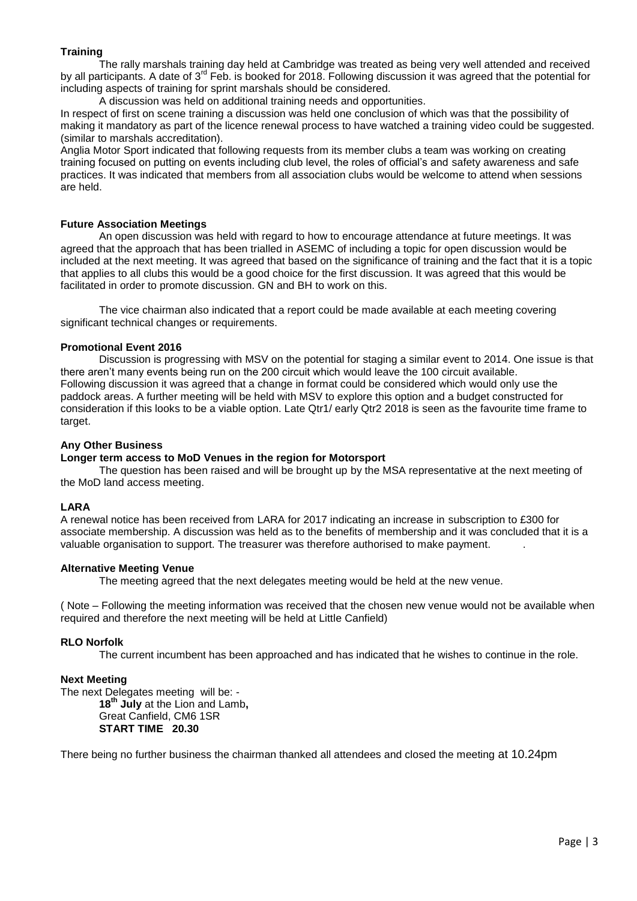**Training**

The rally marshals training day held at Cambridge was treated as being very well attended and received by all participants. A date of 3rd Feb. is booked for 2018. Following discussion it was agreed that the potential for including aspects of training for sprint marshals should be considered.

A discussion was held on additional training needs and opportunities.

In respect of first on scene training a discussion was held one conclusion of which was that the possibility of making it mandatory as part of the licence renewal process to have watched a training video could be suggested. (similar to marshals accreditation).

Anglia Motor Sport indicated that following requests from its member clubs a team was working on creating training focused on putting on events including club level, the roles of official's and safety awareness and safe practices. It was indicated that members from all association clubs would be welcome to attend when sessions are held.

**Future Association Meetings**

An open discussion was held with regard to how to encourage attendance at future meetings. It was agreed that the approach that has been trialled in ASEMC of including a topic for open discussion would be included at the next meeting. It was agreed that based on the significance of training and the fact that it is a topic that applies to all clubs this would be a good choice for the first discussion. It was agreed that this would be facilitated in order to promote discussion. GN and BH to work on this.

The vice chairman also indicated that a report could be made available at each meeting covering significant technical changes or requirements.

**Promotional Event 2016**

Discussion is progressing with MSV on the potential for staging a similar event to 2014. One issue is that there aren't many events being run on the 200 circuit which would leave the 100 circuit available.

Following discussion it was agreed that a change in format could be considered which would only use the paddock areas. A further meeting will be held with MSV to explore this option and a budget constructed for consideration if this looks to be a viable option. Late Qtr1/ early Qtr2 2018 is seen as the favourite time frame to target.

**Any Other Business**

**Longer term access to MoD Venues in the region for Motorsport**

The question has been raised and will be brought up by the MSA representative at the next meeting of the MoD land access meeting.

**LARA**

A renewal notice has been received from LARA for 2017 indicating an increase in subscription to £300 for associate membership. A discussion was held as to the benefits of membership and it was concluded that it is a valuable organisation to support. The treasurer was therefore authorised to make payment.

**Alternative Meeting Venue**

The meeting agreed that the next delegates meeting would be held at the new venue.

( Note – Following the meeting information was received that the chosen new venue would not be available when required and therefore the next meeting will be held at Little Canfield)

**RLO Norfolk**

The current incumbent has been approached and has indicated that he wishes to continue in the role.

**Next Meeting**

The next Delegates meeting will be: -

**18th July** at the Lion and Lamb**,**
Great Canfield, CM6 1SR
**START TIME 20.30**

There being no further business the chairman thanked all attendees and closed the meeting at 10.24pm